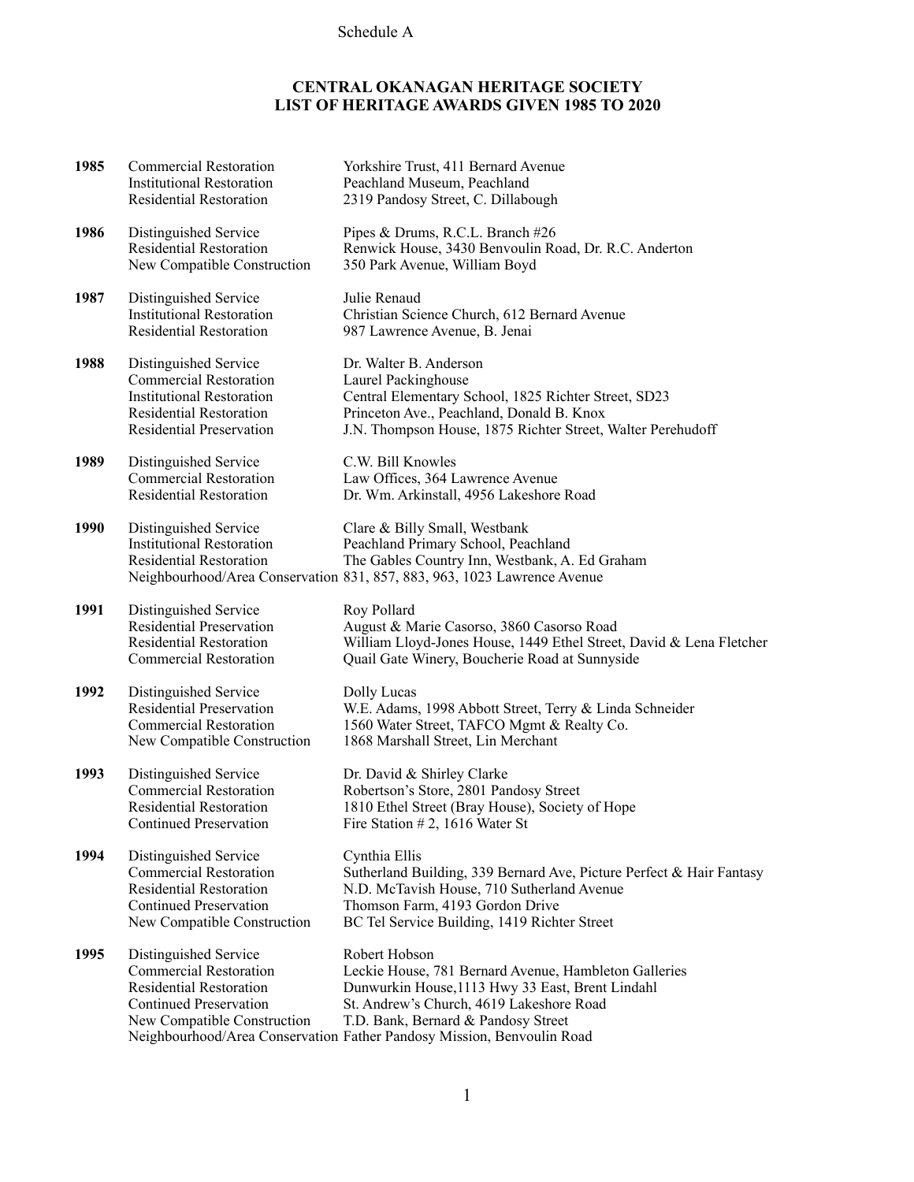Schedule A

# CENTRAL OKANAGAN HERITAGE SOCIETY
# LIST OF HERITAGE AWARDS GIVEN 1985 TO 2020

| Year | Award | Recipient |
|---|---|---|
| **1985** | Commercial Restoration | Yorkshire Trust, 411 Bernard Avenue |
| | Institutional Restoration | Peachland Museum, Peachland |
| | Residential Restoration | 2319 Pandosy Street, C. Dillabough |
| **1986** | Distinguished Service | Pipes & Drums, R.C.L. Branch #26 |
| | Residential Restoration | Renwick House, 3430 Benvoulin Road, Dr. R.C. Anderton |
| | New Compatible Construction | 350 Park Avenue, William Boyd |
| **1987** | Distinguished Service | Julie Renaud |
| | Institutional Restoration | Christian Science Church, 612 Bernard Avenue |
| | Residential Restoration | 987 Lawrence Avenue, B. Jenai |
| **1988** | Distinguished Service | Dr. Walter B. Anderson |
| | Commercial Restoration | Laurel Packinghouse |
| | Institutional Restoration | Central Elementary School, 1825 Richter Street, SD23 |
| | Residential Restoration | Princeton Ave., Peachland, Donald B. Knox |
| | Residential Preservation | J.N. Thompson House, 1875 Richter Street, Walter Perehudoff |
| **1989** | Distinguished Service | C.W. Bill Knowles |
| | Commercial Restoration | Law Offices, 364 Lawrence Avenue |
| | Residential Restoration | Dr. Wm. Arkinstall, 4956 Lakeshore Road |
| **1990** | Distinguished Service | Clare & Billy Small, Westbank |
| | Institutional Restoration | Peachland Primary School, Peachland |
| | Residential Restoration | The Gables Country Inn, Westbank, A. Ed Graham |
| | Neighbourhood/Area Conservation | 831, 857, 883, 963, 1023 Lawrence Avenue |
| **1991** | Distinguished Service | Roy Pollard |
| | Residential Preservation | August & Marie Casorso, 3860 Casorso Road |
| | Residential Restoration | William Lloyd-Jones House, 1449 Ethel Street, David & Lena Fletcher |
| | Commercial Restoration | Quail Gate Winery, Boucherie Road at Sunnyside |
| **1992** | Distinguished Service | Dolly Lucas |
| | Residential Preservation | W.E. Adams, 1998 Abbott Street, Terry & Linda Schneider |
| | Commercial Restoration | 1560 Water Street, TAFCO Mgmt & Realty Co. |
| | New Compatible Construction | 1868 Marshall Street, Lin Merchant |
| **1993** | Distinguished Service | Dr. David & Shirley Clarke |
| | Commercial Restoration | Robertson's Store, 2801 Pandosy Street |
| | Residential Restoration | 1810 Ethel Street (Bray House), Society of Hope |
| | Continued Preservation | Fire Station # 2, 1616 Water St |
| **1994** | Distinguished Service | Cynthia Ellis |
| | Commercial Restoration | Sutherland Building, 339 Bernard Ave, Picture Perfect & Hair Fantasy |
| | Residential Restoration | N.D. McTavish House, 710 Sutherland Avenue |
| | Continued Preservation | Thomson Farm, 4193 Gordon Drive |
| | New Compatible Construction | BC Tel Service Building, 1419 Richter Street |
| **1995** | Distinguished Service | Robert Hobson |
| | Commercial Restoration | Leckie House, 781 Bernard Avenue, Hambleton Galleries |
| | Residential Restoration | Dunwurkin House, 1113 Hwy 33 East, Brent Lindahl |
| | Continued Preservation | St. Andrew's Church, 4619 Lakeshore Road |
| | New Compatible Construction | T.D. Bank, Bernard & Pandosy Street |
| | Neighbourhood/Area Conservation | Father Pandosy Mission, Benvoulin Road |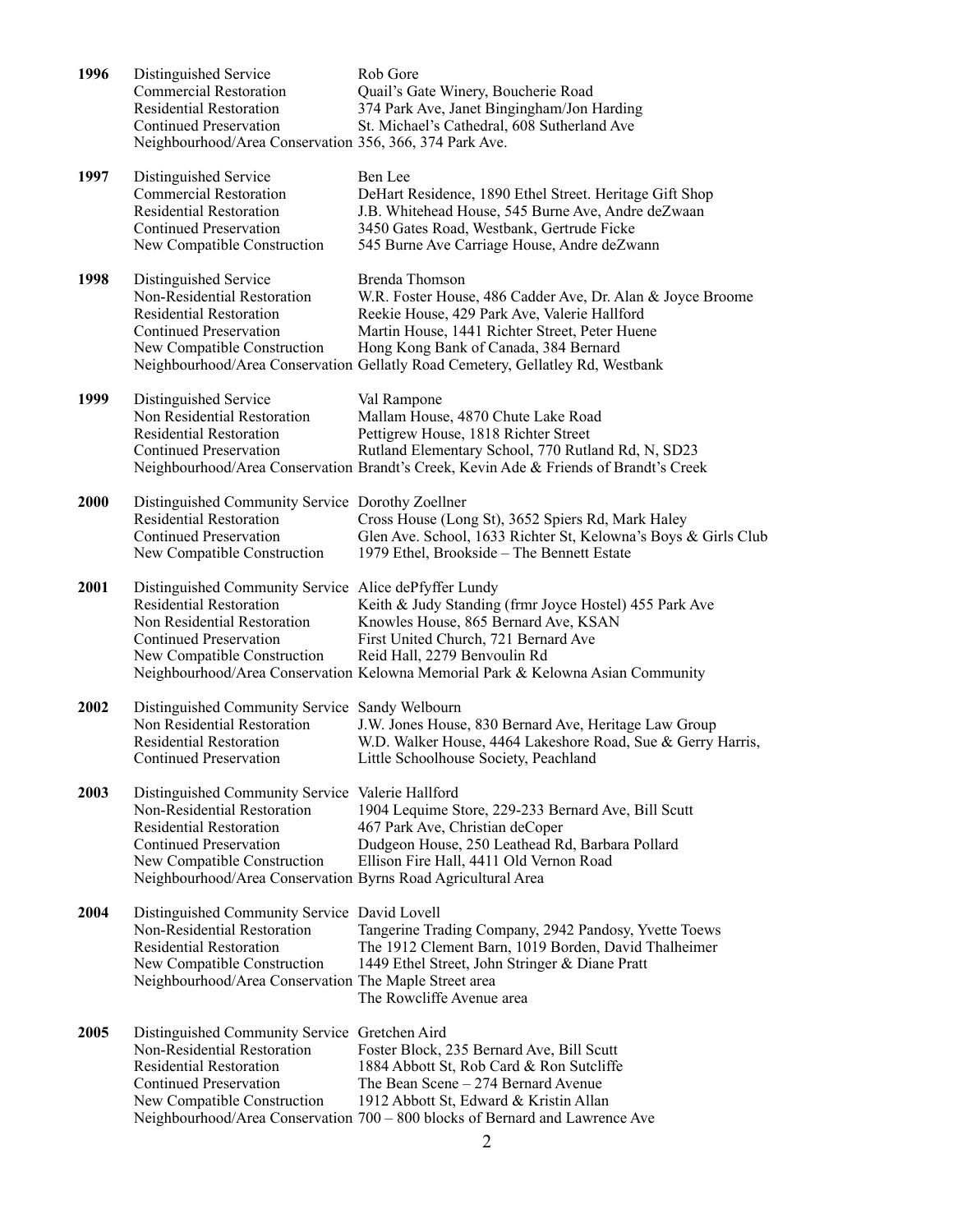| Year | Award | Recipient |
|---|---|---|
| **1996** | Distinguished Service | Rob Gore |
| | Commercial Restoration | Quail's Gate Winery, Boucherie Road |
| | Residential Restoration | 374 Park Ave, Janet Bingingham/Jon Harding |
| | Continued Preservation | St. Michael's Cathedral, 608 Sutherland Ave |
| | Neighbourhood/Area Conservation | 356, 366, 374 Park Ave. |
| **1997** | Distinguished Service | Ben Lee |
| | Commercial Restoration | DeHart Residence, 1890 Ethel Street. Heritage Gift Shop |
| | Residential Restoration | J.B. Whitehead House, 545 Burne Ave, Andre deZwaan |
| | Continued Preservation | 3450 Gates Road, Westbank, Gertrude Ficke |
| | New Compatible Construction | 545 Burne Ave Carriage House, Andre deZwann |
| **1998** | Distinguished Service | Brenda Thomson |
| | Non-Residential Restoration | W.R. Foster House, 486 Cadder Ave, Dr. Alan & Joyce Broome |
| | Residential Restoration | Reekie House, 429 Park Ave, Valerie Hallford |
| | Continued Preservation | Martin House, 1441 Richter Street, Peter Huene |
| | New Compatible Construction | Hong Kong Bank of Canada, 384 Bernard |
| | Neighbourhood/Area Conservation | Gellatly Road Cemetery, Gellatley Rd, Westbank |
| **1999** | Distinguished Service | Val Rampone |
| | Non Residential Restoration | Mallam House, 4870 Chute Lake Road |
| | Residential Restoration | Pettigrew House, 1818 Richter Street |
| | Continued Preservation | Rutland Elementary School, 770 Rutland Rd, N, SD23 |
| | Neighbourhood/Area Conservation | Brandt's Creek, Kevin Ade & Friends of Brandt's Creek |
| **2000** | Distinguished Community Service | Dorothy Zoellner |
| | Residential Restoration | Cross House (Long St), 3652 Spiers Rd, Mark Haley |
| | Continued Preservation | Glen Ave. School, 1633 Richter St, Kelowna's Boys & Girls Club |
| | New Compatible Construction | 1979 Ethel, Brookside – The Bennett Estate |
| **2001** | Distinguished Community Service | Alice dePfyffer Lundy |
| | Residential Restoration | Keith & Judy Standing (frmr Joyce Hostel) 455 Park Ave |
| | Non Residential Restoration | Knowles House, 865 Bernard Ave, KSAN |
| | Continued Preservation | First United Church, 721 Bernard Ave |
| | New Compatible Construction | Reid Hall, 2279 Benvoulin Rd |
| | Neighbourhood/Area Conservation | Kelowna Memorial Park & Kelowna Asian Community |
| **2002** | Distinguished Community Service | Sandy Welbourn |
| | Non Residential Restoration | J.W. Jones House, 830 Bernard Ave, Heritage Law Group |
| | Residential Restoration | W.D. Walker House, 4464 Lakeshore Road, Sue & Gerry Harris, |
| | Continued Preservation | Little Schoolhouse Society, Peachland |
| **2003** | Distinguished Community Service | Valerie Hallford |
| | Non-Residential Restoration | 1904 Lequime Store, 229-233 Bernard Ave, Bill Scutt |
| | Residential Restoration | 467 Park Ave, Christian deCoper |
| | Continued Preservation | Dudgeon House, 250 Leathead Rd, Barbara Pollard |
| | New Compatible Construction | Ellison Fire Hall, 4411 Old Vernon Road |
| | Neighbourhood/Area Conservation | Byrns Road Agricultural Area |
| **2004** | Distinguished Community Service | David Lovell |
| | Non-Residential Restoration | Tangerine Trading Company, 2942 Pandosy, Yvette Toews |
| | Residential Restoration | The 1912 Clement Barn, 1019 Borden, David Thalheimer |
| | New Compatible Construction | 1449 Ethel Street, John Stringer & Diane Pratt |
| | Neighbourhood/Area Conservation | The Maple Street area<br>The Rowcliffe Avenue area |
| **2005** | Distinguished Community Service | Gretchen Aird |
| | Non-Residential Restoration | Foster Block, 235 Bernard Ave, Bill Scutt |
| | Residential Restoration | 1884 Abbott St, Rob Card & Ron Sutcliffe |
| | Continued Preservation | The Bean Scene – 274 Bernard Avenue |
| | New Compatible Construction | 1912 Abbott St, Edward & Kristin Allan |
| | Neighbourhood/Area Conservation | 700 – 800 blocks of Bernard and Lawrence Ave |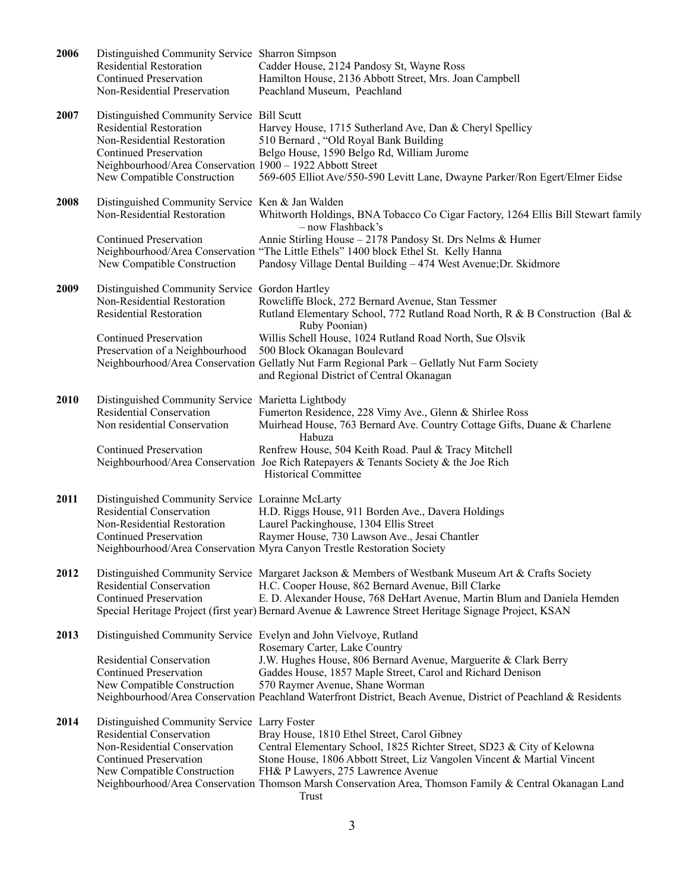| Year | Award | Recipient |
|---|---|---|
| **2006** | Distinguished Community Service | Sharron Simpson |
| | Residential Restoration | Cadder House, 2124 Pandosy St, Wayne Ross |
| | Continued Preservation | Hamilton House, 2136 Abbott Street, Mrs. Joan Campbell |
| | Non-Residential Preservation | Peachland Museum, Peachland |
| **2007** | Distinguished Community Service | Bill Scutt |
| | Residential Restoration | Harvey House, 1715 Sutherland Ave, Dan & Cheryl Spellicy |
| | Non-Residential Restoration | 510 Bernard , "Old Royal Bank Building |
| | Continued Preservation | Belgo House, 1590 Belgo Rd, William Jurome |
| | Neighbourhood/Area Conservation | 1900 – 1922 Abbott Street |
| | New Compatible Construction | 569-605 Elliot Ave/550-590 Levitt Lane, Dwayne Parker/Ron Egert/Elmer Eidse |
| **2008** | Distinguished Community Service | Ken & Jan Walden |
| | Non-Residential Restoration | Whitworth Holdings, BNA Tobacco Co Cigar Factory, 1264 Ellis Bill Stewart family – now Flashback's |
| | Continued Preservation | Annie Stirling House – 2178 Pandosy St. Drs Nelms & Humer |
| | Neighbourhood/Area Conservation | "The Little Ethels" 1400 block Ethel St. Kelly Hanna |
| | New Compatible Construction | Pandosy Village Dental Building – 474 West Avenue;Dr. Skidmore |
| **2009** | Distinguished Community Service | Gordon Hartley |
| | Non-Residential Restoration | Rowcliffe Block, 272 Bernard Avenue, Stan Tessmer |
| | Residential Restoration | Rutland Elementary School, 772 Rutland Road North, R & B Construction (Bal & Ruby Poonian) |
| | Continued Preservation | Willis Schell House, 1024 Rutland Road North, Sue Olsvik |
| | Preservation of a Neighbourhood | 500 Block Okanagan Boulevard |
| | Neighbourhood/Area Conservation | Gellatly Nut Farm Regional Park – Gellatly Nut Farm Society and Regional District of Central Okanagan |
| **2010** | Distinguished Community Service | Marietta Lightbody |
| | Residential Conservation | Fumerton Residence, 228 Vimy Ave., Glenn & Shirlee Ross |
| | Non residential Conservation | Muirhead House, 763 Bernard Ave. Country Cottage Gifts, Duane & Charlene Habuza |
| | Continued Preservation | Renfrew House, 504 Keith Road. Paul & Tracy Mitchell |
| | Neighbourhood/Area Conservation | Joe Rich Ratepayers & Tenants Society & the Joe Rich Historical Committee |
| **2011** | Distinguished Community Service | Lorainne McLarty |
| | Residential Conservation | H.D. Riggs House, 911 Borden Ave., Davera Holdings |
| | Non-Residential Restoration | Laurel Packinghouse, 1304 Ellis Street |
| | Continued Preservation | Raymer House, 730 Lawson Ave., Jesai Chantler |
| | Neighbourhood/Area Conservation | Myra Canyon Trestle Restoration Society |
| **2012** | Distinguished Community Service | Margaret Jackson & Members of Westbank Museum Art & Crafts Society |
| | Residential Conservation | H.C. Cooper House, 862 Bernard Avenue, Bill Clarke |
| | Continued Preservation | E. D. Alexander House, 768 DeHart Avenue, Martin Blum and Daniela Hemden |
| | Special Heritage Project (first year) | Bernard Avenue & Lawrence Street Heritage Signage Project, KSAN |
| **2013** | Distinguished Community Service | Evelyn and John Vielvoye, Rutland<br>Rosemary Carter, Lake Country |
| | Residential Conservation | J.W. Hughes House, 806 Bernard Avenue, Marguerite & Clark Berry |
| | Continued Preservation | Gaddes House, 1857 Maple Street, Carol and Richard Denison |
| | New Compatible Construction | 570 Raymer Avenue, Shane Worman |
| | Neighbourhood/Area Conservation | Peachland Waterfront District, Beach Avenue, District of Peachland & Residents |
| **2014** | Distinguished Community Service | Larry Foster |
| | Residential Conservation | Bray House, 1810 Ethel Street, Carol Gibney |
| | Non-Residential Conservation | Central Elementary School, 1825 Richter Street, SD23 & City of Kelowna |
| | Continued Preservation | Stone House, 1806 Abbott Street, Liz Vangolen Vincent & Martial Vincent |
| | New Compatible Construction | FH& P Lawyers, 275 Lawrence Avenue |
| | Neighbourhood/Area Conservation | Thomson Marsh Conservation Area, Thomson Family & Central Okanagan Land Trust |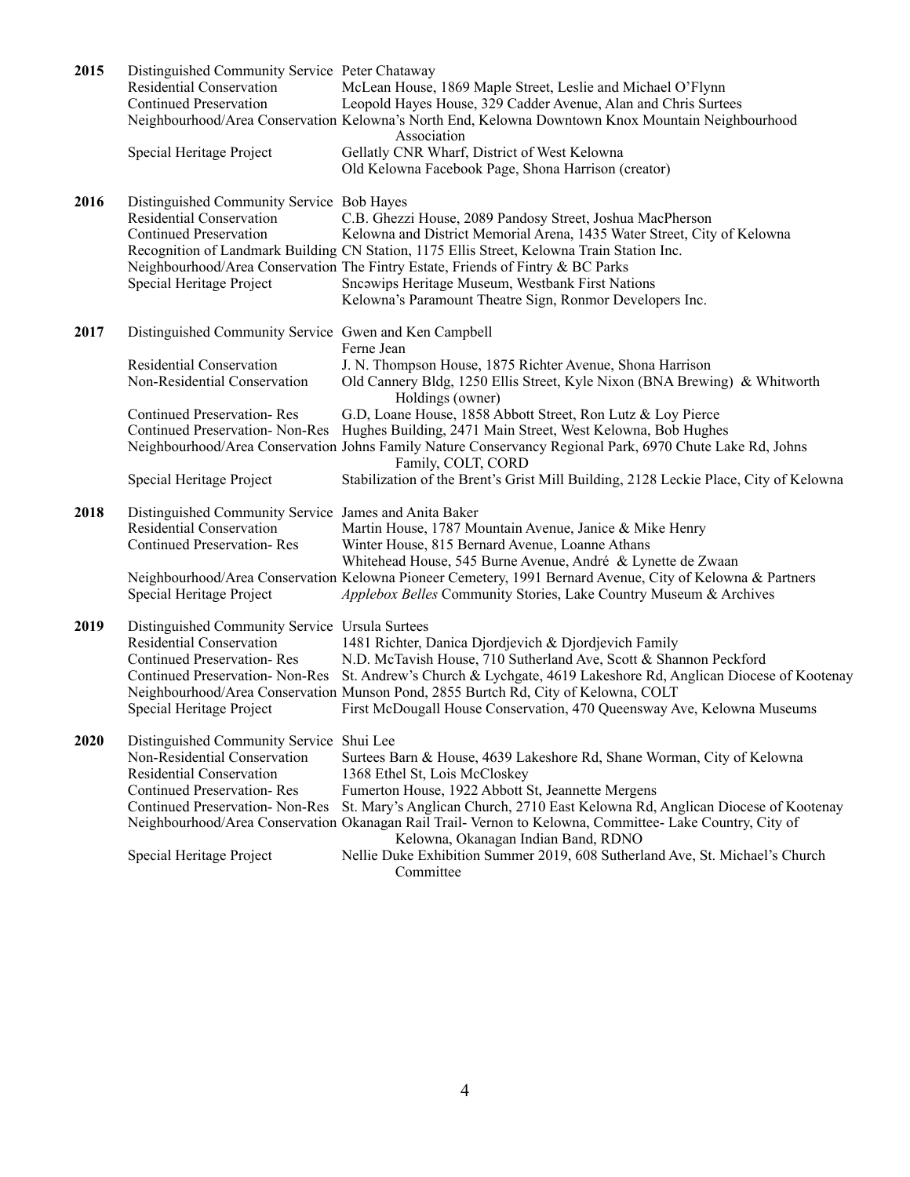| | | |
|---|---|---|
| **2015** | Distinguished Community Service | Peter Chataway |
| | Residential Conservation | McLean House, 1869 Maple Street, Leslie and Michael O'Flynn |
| | Continued Preservation | Leopold Hayes House, 329 Cadder Avenue, Alan and Chris Surtees |
| | Neighbourhood/Area Conservation | Kelowna's North End, Kelowna Downtown Knox Mountain Neighbourhood Association |
| | Special Heritage Project | Gellatly CNR Wharf, District of West Kelowna |
| | | Old Kelowna Facebook Page, Shona Harrison (creator) |
| **2016** | Distinguished Community Service | Bob Hayes |
| | Residential Conservation | C.B. Ghezzi House, 2089 Pandosy Street, Joshua MacPherson |
| | Continued Preservation | Kelowna and District Memorial Arena, 1435 Water Street, City of Kelowna |
| | Recognition of Landmark Building | CN Station, 1175 Ellis Street, Kelowna Train Station Inc. |
| | Neighbourhood/Area Conservation | The Fintry Estate, Friends of Fintry & BC Parks |
| | Special Heritage Project | Sncəwips Heritage Museum, Westbank First Nations |
| | | Kelowna's Paramount Theatre Sign, Ronmor Developers Inc. |
| **2017** | Distinguished Community Service | Gwen and Ken Campbell |
| | | Ferne Jean |
| | Residential Conservation | J. N. Thompson House, 1875 Richter Avenue, Shona Harrison |
| | Non-Residential Conservation | Old Cannery Bldg, 1250 Ellis Street, Kyle Nixon (BNA Brewing) & Whitworth Holdings (owner) |
| | Continued Preservation- Res | G.D, Loane House, 1858 Abbott Street, Ron Lutz & Loy Pierce |
| | Continued Preservation- Non-Res | Hughes Building, 2471 Main Street, West Kelowna, Bob Hughes |
| | Neighbourhood/Area Conservation | Johns Family Nature Conservancy Regional Park, 6970 Chute Lake Rd, Johns Family, COLT, CORD |
| | Special Heritage Project | Stabilization of the Brent's Grist Mill Building, 2128 Leckie Place, City of Kelowna |
| **2018** | Distinguished Community Service | James and Anita Baker |
| | Residential Conservation | Martin House, 1787 Mountain Avenue, Janice & Mike Henry |
| | Continued Preservation- Res | Winter House, 815 Bernard Avenue, Loanne Athans |
| | | Whitehead House, 545 Burne Avenue, André & Lynette de Zwaan |
| | Neighbourhood/Area Conservation | Kelowna Pioneer Cemetery, 1991 Bernard Avenue, City of Kelowna & Partners |
| | Special Heritage Project | *Applebox Belles* Community Stories, Lake Country Museum & Archives |
| **2019** | Distinguished Community Service | Ursula Surtees |
| | Residential Conservation | 1481 Richter, Danica Djordjevich & Djordjevich Family |
| | Continued Preservation- Res | N.D. McTavish House, 710 Sutherland Ave, Scott & Shannon Peckford |
| | Continued Preservation- Non-Res | St. Andrew's Church & Lychgate, 4619 Lakeshore Rd, Anglican Diocese of Kootenay |
| | Neighbourhood/Area Conservation | Munson Pond, 2855 Burtch Rd, City of Kelowna, COLT |
| | Special Heritage Project | First McDougall House Conservation, 470 Queensway Ave, Kelowna Museums |
| **2020** | Distinguished Community Service | Shui Lee |
| | Non-Residential Conservation | Surtees Barn & House, 4639 Lakeshore Rd, Shane Worman, City of Kelowna |
| | Residential Conservation | 1368 Ethel St, Lois McCloskey |
| | Continued Preservation- Res | Fumerton House, 1922 Abbott St, Jeannette Mergens |
| | Continued Preservation- Non-Res | St. Mary's Anglican Church, 2710 East Kelowna Rd, Anglican Diocese of Kootenay |
| | Neighbourhood/Area Conservation | Okanagan Rail Trail- Vernon to Kelowna, Committee- Lake Country, City of Kelowna, Okanagan Indian Band, RDNO |
| | Special Heritage Project | Nellie Duke Exhibition Summer 2019, 608 Sutherland Ave, St. Michael's Church Committee |